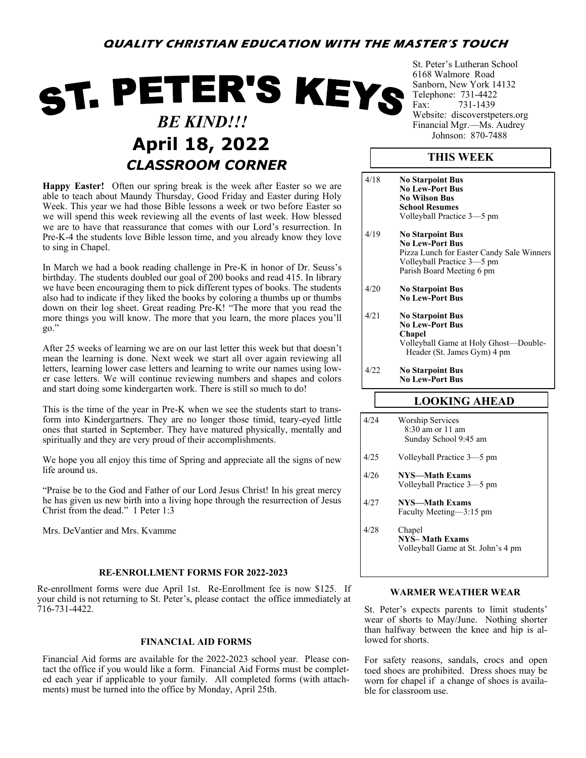**QUALITY CHRISTIAN EDUCATION WITH THE MASTER'S TOUCH**

# ST. PETER'S KEYS

*BE KIND!!!*

## April 18, 2022

### *CLASSROOM CORNER*

**Happy Easter!** Often our spring break is the week after Easter so we are able to teach about Maundy Thursday, Good Friday and Easter during Holy Week. This year we had those Bible lessons a week or two before Easter so we will spend this week reviewing all the events of last week. How blessed we are to have that reassurance that comes with our Lord's resurrection. In Pre-K-4 the students love Bible lesson time, and you already know they love to sing in Chapel.

In March we had a book reading challenge in Pre-K in honor of Dr. Seuss's birthday. The students doubled our goal of 200 books and read 415. In library we have been encouraging them to pick different types of books. The students also had to indicate if they liked the books by coloring a thumbs up or thumbs down on their log sheet. Great reading Pre-K! "The more that you read the more things you will know. The more that you learn, the more places you'll go."

After 25 weeks of learning we are on our last letter this week but that doesn't mean the learning is done. Next week we start all over again reviewing all letters, learning lower case letters and learning to write our names using lower case letters. We will continue reviewing numbers and shapes and colors and start doing some kindergarten work. There is still so much to do!

This is the time of the year in Pre-K when we see the students start to transform into Kindergartners. They are no longer those timid, teary-eyed little ones that started in September. They have matured physically, mentally and spiritually and they are very proud of their accomplishments.

We hope you all enjoy this time of Spring and appreciate all the signs of new life around us.

"Praise be to the God and Father of our Lord Jesus Christ! In his great mercy he has given us new birth into a living hope through the resurrection of Jesus Christ from the dead." 1 Peter 1:3

Mrs. DeVantier and Mrs. Kvamme

#### RE-ENROLLMENT FORMS FOR 2022-2023

Re-enrollment forms were due April 1st. Re-Enrollment fee is now $125. If your child is not returning to St. Peter's, please contact the office immediately at 716-731-4422.

#### FINANCIAL AID FORMS

Financial Aid forms are available for the 2022-2023 school year. Please contact the office if you would like a form. Financial Aid Forms must be completed each year if applicable to your family. All completed forms (with attachments) must be turned into the office by Monday, April 25th.

St. Peter's Lutheran School
6168 Walmore Road
Sanborn, New York 14132
Telephone: 731-4422
Fax: 731-1439
Website: discoverstpeters.org
Financial Mgr.—Ms. Audrey Johnson: 870-7488

### THIS WEEK

| Date | Event |
|---|---|
| 4/18 | **No Starpoint Bus**<br>**No Lew-Port Bus**<br>**No Wilson Bus**<br>**School Resumes**<br>Volleyball Practice 3—5 pm |
| 4/19 | **No Starpoint Bus**<br>**No Lew-Port Bus**<br>Pizza Lunch for Easter Candy Sale Winners<br>Volleyball Practice 3—5 pm<br>Parish Board Meeting 6 pm |
| 4/20 | **No Starpoint Bus**<br>**No Lew-Port Bus** |
| 4/21 | **No Starpoint Bus**<br>**No Lew-Port Bus**<br>**Chapel**<br>Volleyball Game at Holy Ghost—Double-Header (St. James Gym) 4 pm |
| 4/22 | **No Starpoint Bus**<br>**No Lew-Port Bus** |

### LOOKING AHEAD

| Date | Event |
|---|---|
| 4/24 | Worship Services<br>8:30 am or 11 am<br>Sunday School 9:45 am |
| 4/25 | Volleyball Practice 3—5 pm |
| 4/26 | **NYS—Math Exams**<br>Volleyball Practice 3—5 pm |
| 4/27 | **NYS—Math Exams**<br>Faculty Meeting—3:15 pm |
| 4/28 | Chapel<br>**NYS– Math Exams**<br>Volleyball Game at St. John's 4 pm |

#### WARMER WEATHER WEAR

St. Peter's expects parents to limit students' wear of shorts to May/June. Nothing shorter than halfway between the knee and hip is allowed for shorts.

For safety reasons, sandals, crocs and open toed shoes are prohibited. Dress shoes may be worn for chapel if a change of shoes is available for classroom use.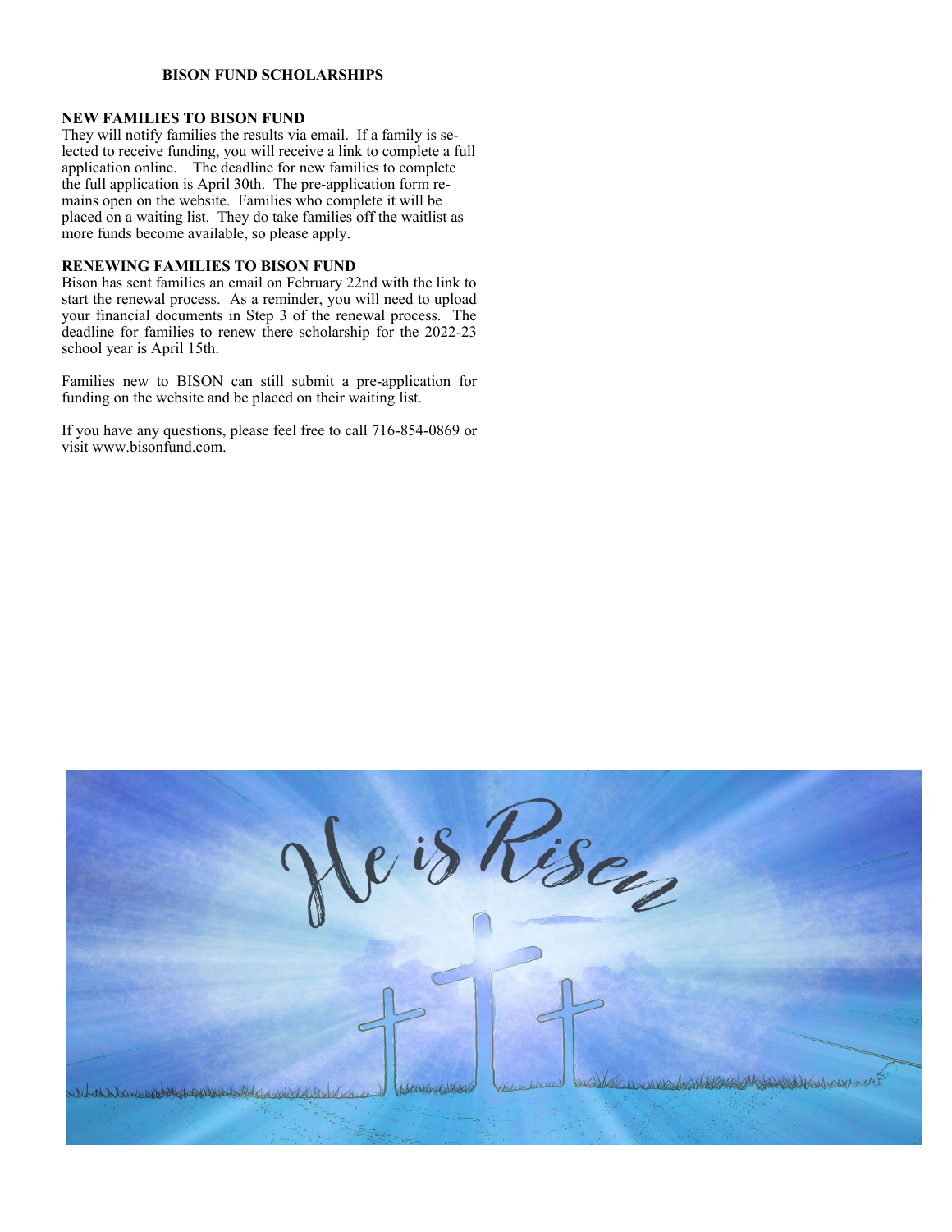**BISON FUND SCHOLARSHIPS**

**NEW FAMILIES TO BISON FUND**

They will notify families the results via email. If a family is selected to receive funding, you will receive a link to complete a full application online. The deadline for new families to complete the full application is April 30th. The pre-application form remains open on the website. Families who complete it will be placed on a waiting list. They do take families off the waitlist as more funds become available, so please apply.

**RENEWING FAMILIES TO BISON FUND**

Bison has sent families an email on February 22nd with the link to start the renewal process. As a reminder, you will need to upload your financial documents in Step 3 of the renewal process. The deadline for families to renew there scholarship for the 2022-23 school year is April 15th.

Families new to BISON can still submit a pre-application for funding on the website and be placed on their waiting list.

If you have any questions, please feel free to call 716-854-0869 or visit www.bisonfund.com.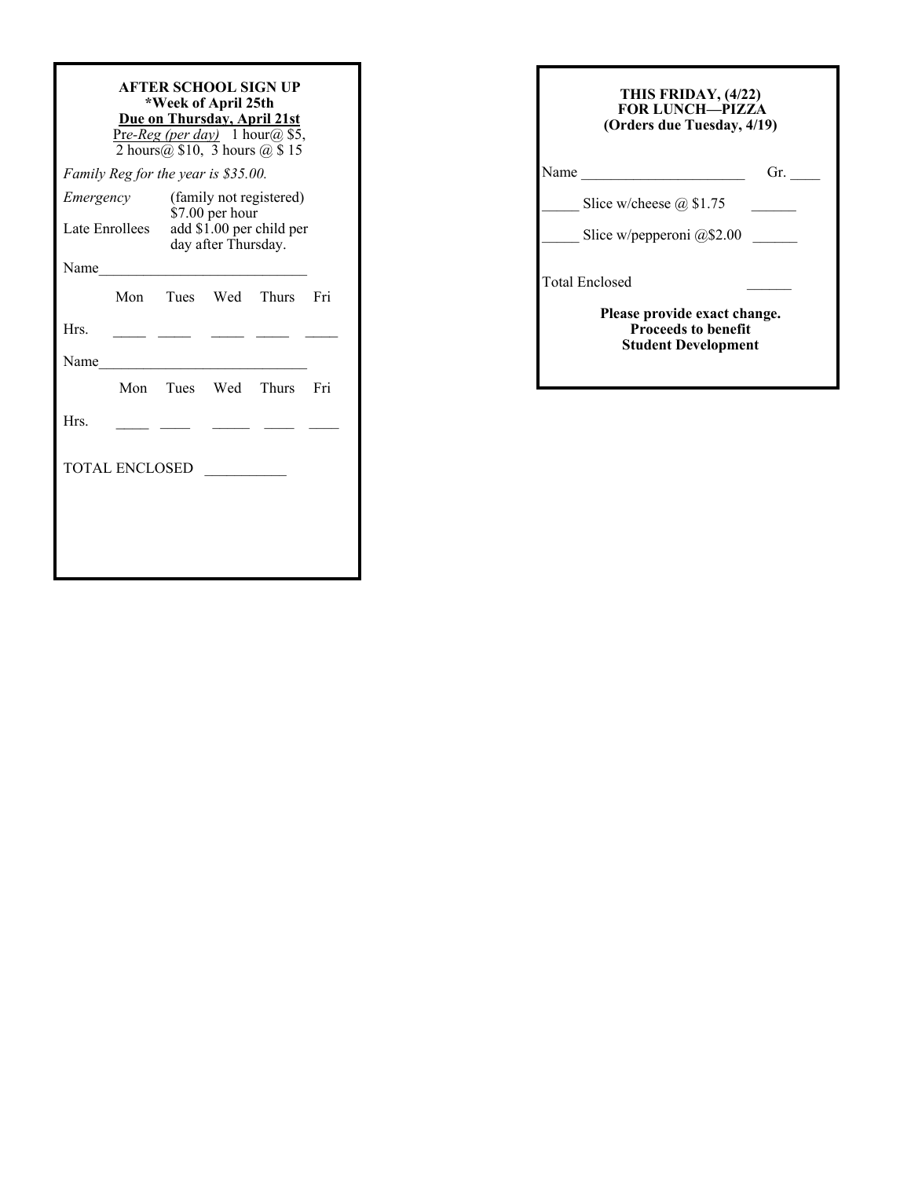**AFTER SCHOOL SIGN UP**
**\*Week of April 25th**
**Due on Thursday, April 21st**

Pr*e-Reg (per day)* 1 hour@ $5, 2 hours@ $10, 3 hours @ $ 15

*Family Reg for the year is $35.00.*

*Emergency* (family not registered) $7.00 per hour

Late Enrollees add $1.00 per child per day after Thursday.

Name____________________________

| | Mon | Tues | Wed | Thurs | Fri |
|---|---|---|---|---|---|
| Hrs. | ____ | ____ | ____ | ____ | ____ |

Name____________________________

| | Mon | Tues | Wed | Thurs | Fri |
|---|---|---|---|---|---|
| Hrs. | ____ | ____ | _____ | ____ | ____ |

TOTAL ENCLOSED ___________

**THIS FRIDAY, (4/22)**
**FOR LUNCH—PIZZA**
**(Orders due Tuesday, 4/19)**

Name ______________________ Gr. ____

_____ Slice w/cheese @ $1.75 ______

_____ Slice w/pepperoni @$2.00 ______

Total Enclosed ______

**Please provide exact change.**
**Proceeds to benefit**
**Student Development**